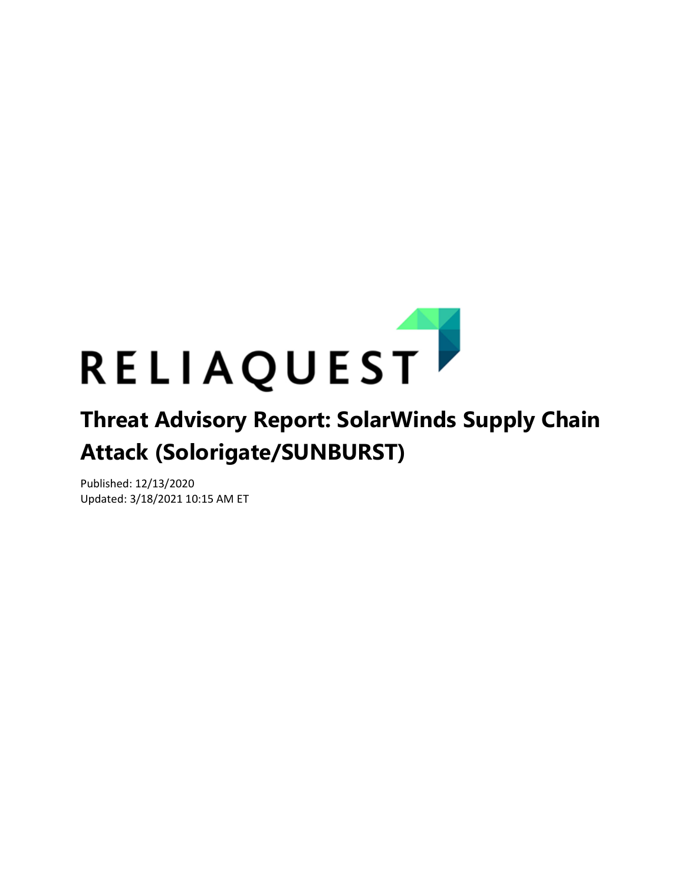RELIAQUEST

# Threat Advisory Report: SolarWinds Supply Chain Attack (Solorigate/SUNBURST)

Published: 12/13/2020
Updated: 3/18/2021 10:15 AM ET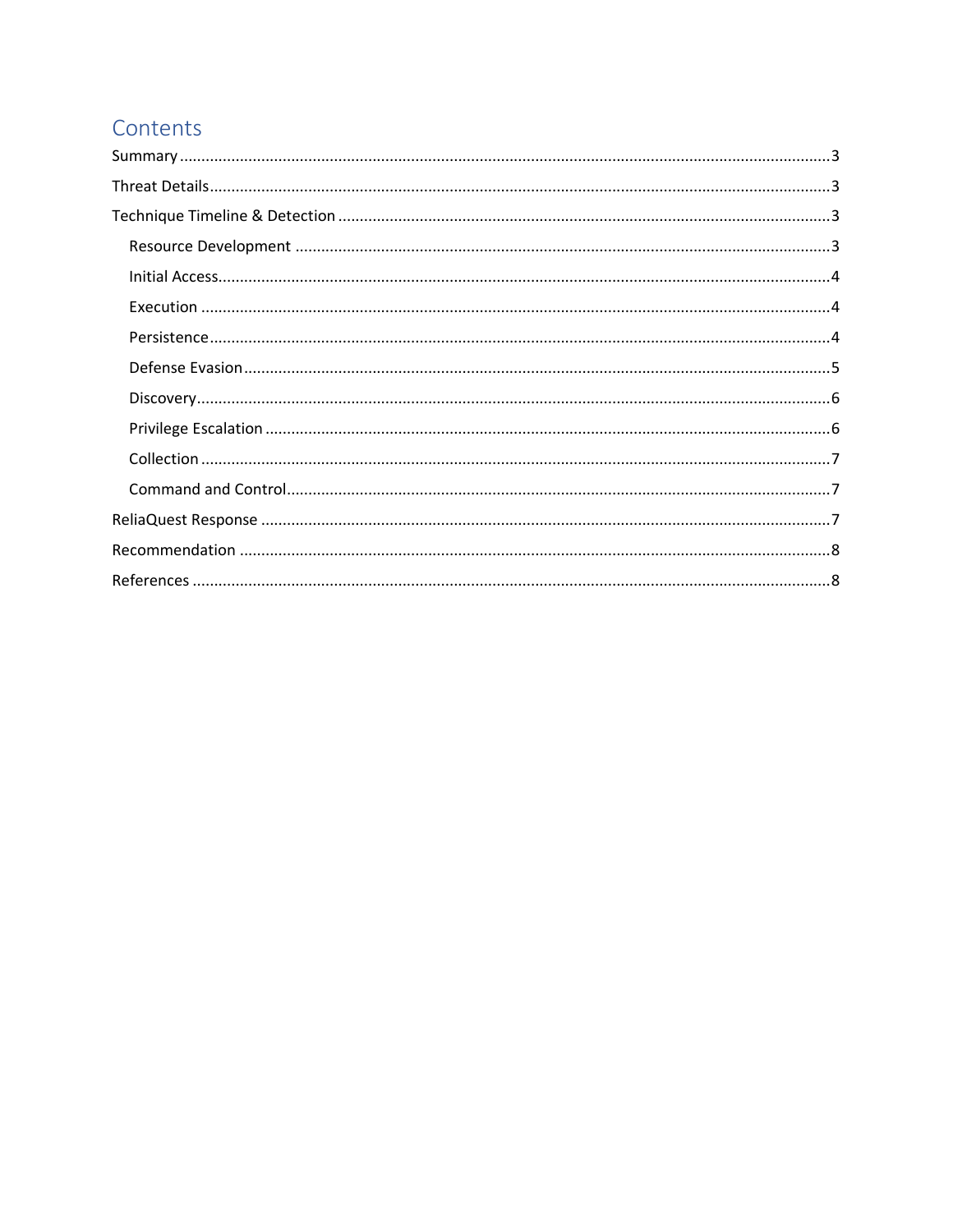# Contents

- Summary ..... 3
- Threat Details ..... 3
- Technique Timeline & Detection ..... 3
  - Resource Development ..... 3
  - Initial Access ..... 4
  - Execution ..... 4
  - Persistence ..... 4
  - Defense Evasion ..... 5
  - Discovery ..... 6
  - Privilege Escalation ..... 6
  - Collection ..... 7
  - Command and Control ..... 7
- ReliaQuest Response ..... 7
- Recommendation ..... 8
- References ..... 8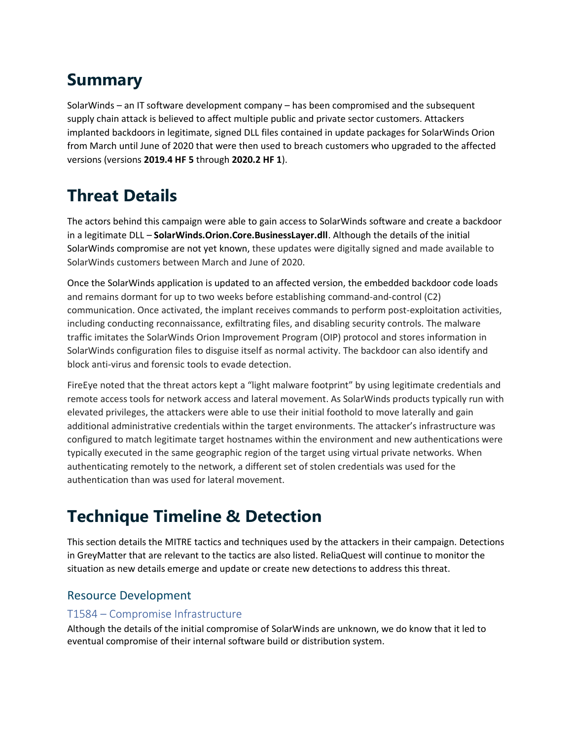# Summary

SolarWinds – an IT software development company – has been compromised and the subsequent supply chain attack is believed to affect multiple public and private sector customers. Attackers implanted backdoors in legitimate, signed DLL files contained in update packages for SolarWinds Orion from March until June of 2020 that were then used to breach customers who upgraded to the affected versions (versions **2019.4 HF 5** through **2020.2 HF 1**).

# Threat Details

The actors behind this campaign were able to gain access to SolarWinds software and create a backdoor in a legitimate DLL – **SolarWinds.Orion.Core.BusinessLayer.dll**. Although the details of the initial SolarWinds compromise are not yet known, these updates were digitally signed and made available to SolarWinds customers between March and June of 2020.

Once the SolarWinds application is updated to an affected version, the embedded backdoor code loads and remains dormant for up to two weeks before establishing command-and-control (C2) communication. Once activated, the implant receives commands to perform post-exploitation activities, including conducting reconnaissance, exfiltrating files, and disabling security controls. The malware traffic imitates the SolarWinds Orion Improvement Program (OIP) protocol and stores information in SolarWinds configuration files to disguise itself as normal activity. The backdoor can also identify and block anti-virus and forensic tools to evade detection.

FireEye noted that the threat actors kept a "light malware footprint" by using legitimate credentials and remote access tools for network access and lateral movement. As SolarWinds products typically run with elevated privileges, the attackers were able to use their initial foothold to move laterally and gain additional administrative credentials within the target environments. The attacker's infrastructure was configured to match legitimate target hostnames within the environment and new authentications were typically executed in the same geographic region of the target using virtual private networks. When authenticating remotely to the network, a different set of stolen credentials was used for the authentication than was used for lateral movement.

# Technique Timeline & Detection

This section details the MITRE tactics and techniques used by the attackers in their campaign. Detections in GreyMatter that are relevant to the tactics are also listed. ReliaQuest will continue to monitor the situation as new details emerge and update or create new detections to address this threat.

## Resource Development

### T1584 – Compromise Infrastructure

Although the details of the initial compromise of SolarWinds are unknown, we do know that it led to eventual compromise of their internal software build or distribution system.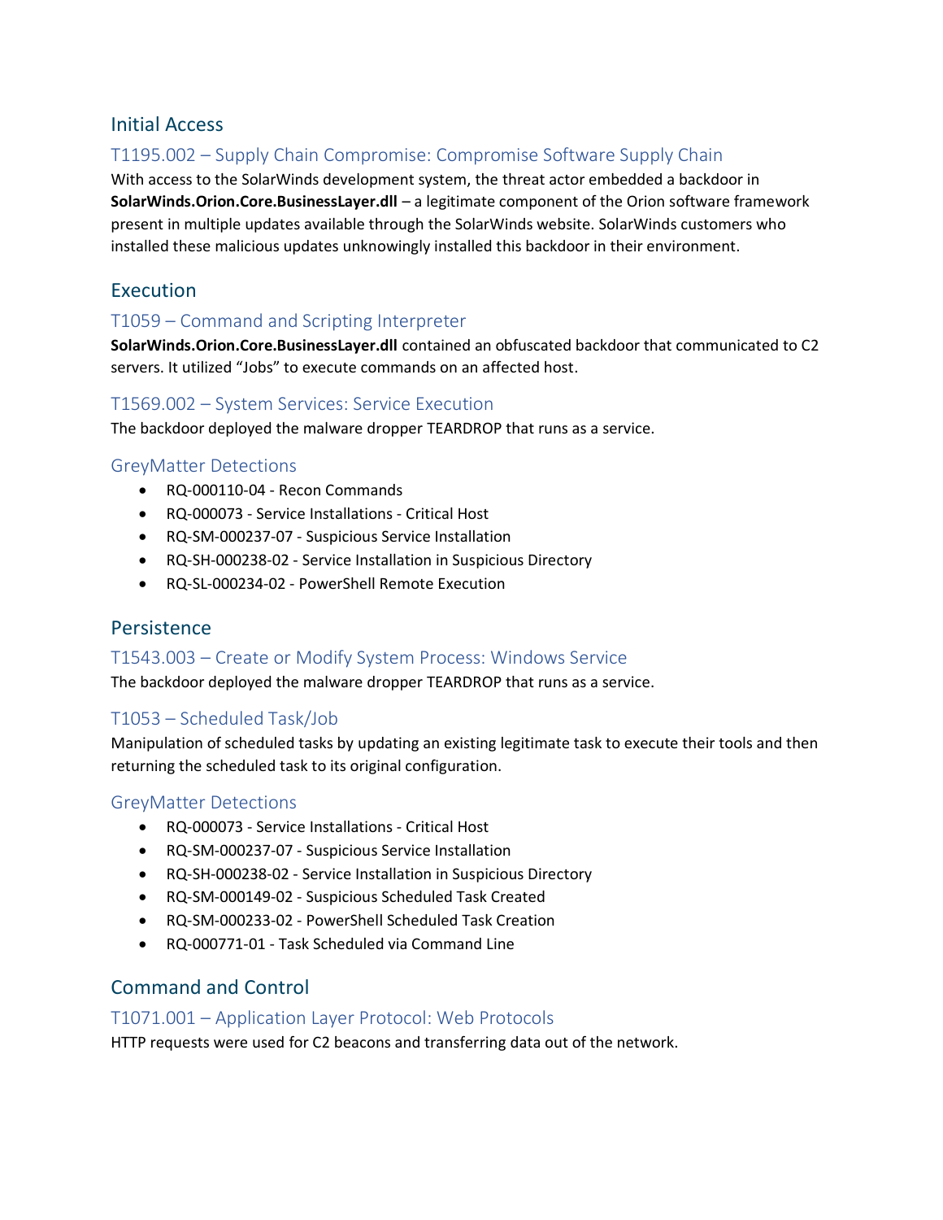## Initial Access

### T1195.002 – Supply Chain Compromise: Compromise Software Supply Chain

With access to the SolarWinds development system, the threat actor embedded a backdoor in **SolarWinds.Orion.Core.BusinessLayer.dll** – a legitimate component of the Orion software framework present in multiple updates available through the SolarWinds website. SolarWinds customers who installed these malicious updates unknowingly installed this backdoor in their environment.

## Execution

### T1059 – Command and Scripting Interpreter

**SolarWinds.Orion.Core.BusinessLayer.dll** contained an obfuscated backdoor that communicated to C2 servers. It utilized "Jobs" to execute commands on an affected host.

### T1569.002 – System Services: Service Execution

The backdoor deployed the malware dropper TEARDROP that runs as a service.

### GreyMatter Detections

- RQ-000110-04 - Recon Commands
- RQ-000073 - Service Installations - Critical Host
- RQ-SM-000237-07 - Suspicious Service Installation
- RQ-SH-000238-02 - Service Installation in Suspicious Directory
- RQ-SL-000234-02 - PowerShell Remote Execution

## Persistence

### T1543.003 – Create or Modify System Process: Windows Service

The backdoor deployed the malware dropper TEARDROP that runs as a service.

### T1053 – Scheduled Task/Job

Manipulation of scheduled tasks by updating an existing legitimate task to execute their tools and then returning the scheduled task to its original configuration.

### GreyMatter Detections

- RQ-000073 - Service Installations - Critical Host
- RQ-SM-000237-07 - Suspicious Service Installation
- RQ-SH-000238-02 - Service Installation in Suspicious Directory
- RQ-SM-000149-02 - Suspicious Scheduled Task Created
- RQ-SM-000233-02 - PowerShell Scheduled Task Creation
- RQ-000771-01 - Task Scheduled via Command Line

## Command and Control

### T1071.001 – Application Layer Protocol: Web Protocols

HTTP requests were used for C2 beacons and transferring data out of the network.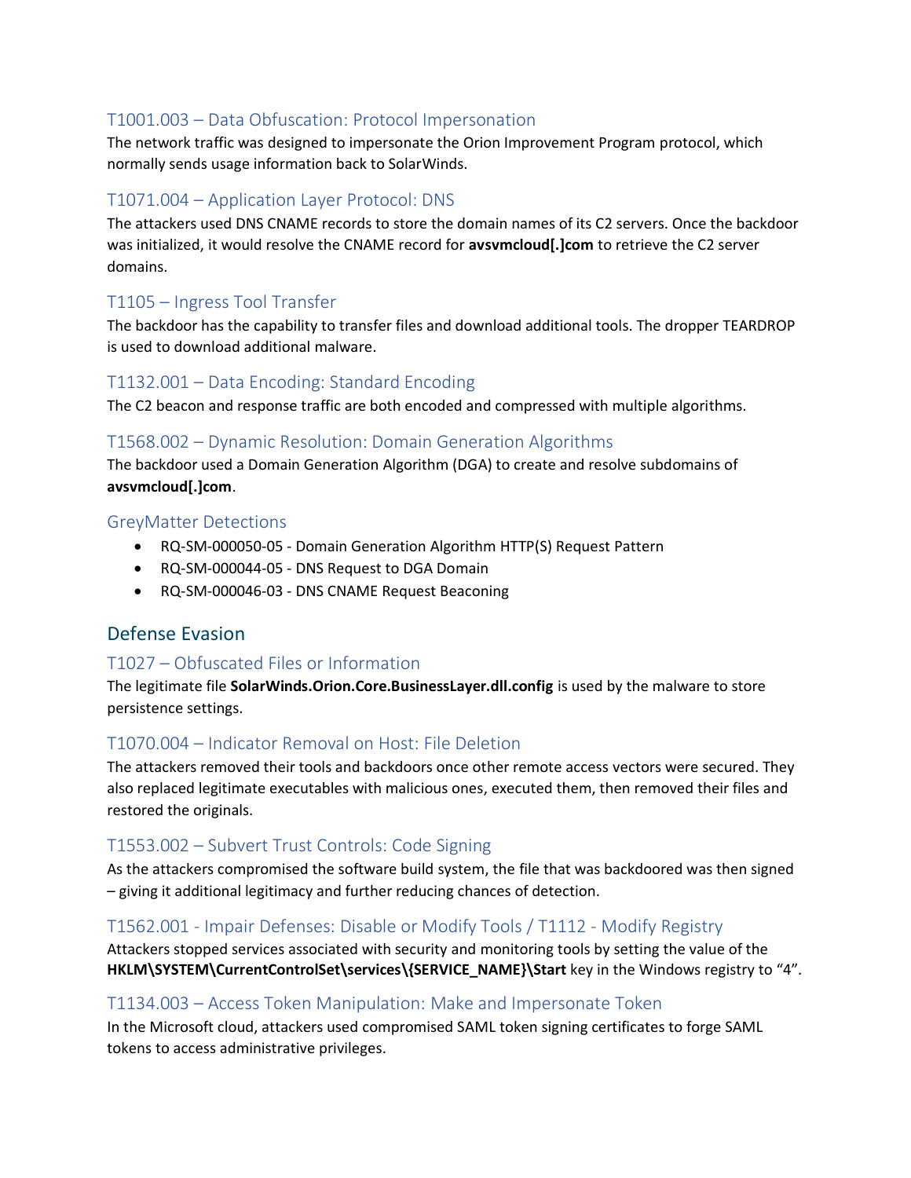### T1001.003 – Data Obfuscation: Protocol Impersonation

The network traffic was designed to impersonate the Orion Improvement Program protocol, which normally sends usage information back to SolarWinds.

### T1071.004 – Application Layer Protocol: DNS

The attackers used DNS CNAME records to store the domain names of its C2 servers. Once the backdoor was initialized, it would resolve the CNAME record for **avsvmcloud[.]com** to retrieve the C2 server domains.

### T1105 – Ingress Tool Transfer

The backdoor has the capability to transfer files and download additional tools. The dropper TEARDROP is used to download additional malware.

### T1132.001 – Data Encoding: Standard Encoding

The C2 beacon and response traffic are both encoded and compressed with multiple algorithms.

### T1568.002 – Dynamic Resolution: Domain Generation Algorithms

The backdoor used a Domain Generation Algorithm (DGA) to create and resolve subdomains of **avsvmcloud[.]com**.

### GreyMatter Detections

- RQ-SM-000050-05 - Domain Generation Algorithm HTTP(S) Request Pattern
- RQ-SM-000044-05 - DNS Request to DGA Domain
- RQ-SM-000046-03 - DNS CNAME Request Beaconing

## Defense Evasion

### T1027 – Obfuscated Files or Information

The legitimate file **SolarWinds.Orion.Core.BusinessLayer.dll.config** is used by the malware to store persistence settings.

### T1070.004 – Indicator Removal on Host: File Deletion

The attackers removed their tools and backdoors once other remote access vectors were secured. They also replaced legitimate executables with malicious ones, executed them, then removed their files and restored the originals.

### T1553.002 – Subvert Trust Controls: Code Signing

As the attackers compromised the software build system, the file that was backdoored was then signed – giving it additional legitimacy and further reducing chances of detection.

### T1562.001 - Impair Defenses: Disable or Modify Tools / T1112 - Modify Registry

Attackers stopped services associated with security and monitoring tools by setting the value of the **HKLM\SYSTEM\CurrentControlSet\services\{SERVICE_NAME}\Start** key in the Windows registry to "4".

### T1134.003 – Access Token Manipulation: Make and Impersonate Token

In the Microsoft cloud, attackers used compromised SAML token signing certificates to forge SAML tokens to access administrative privileges.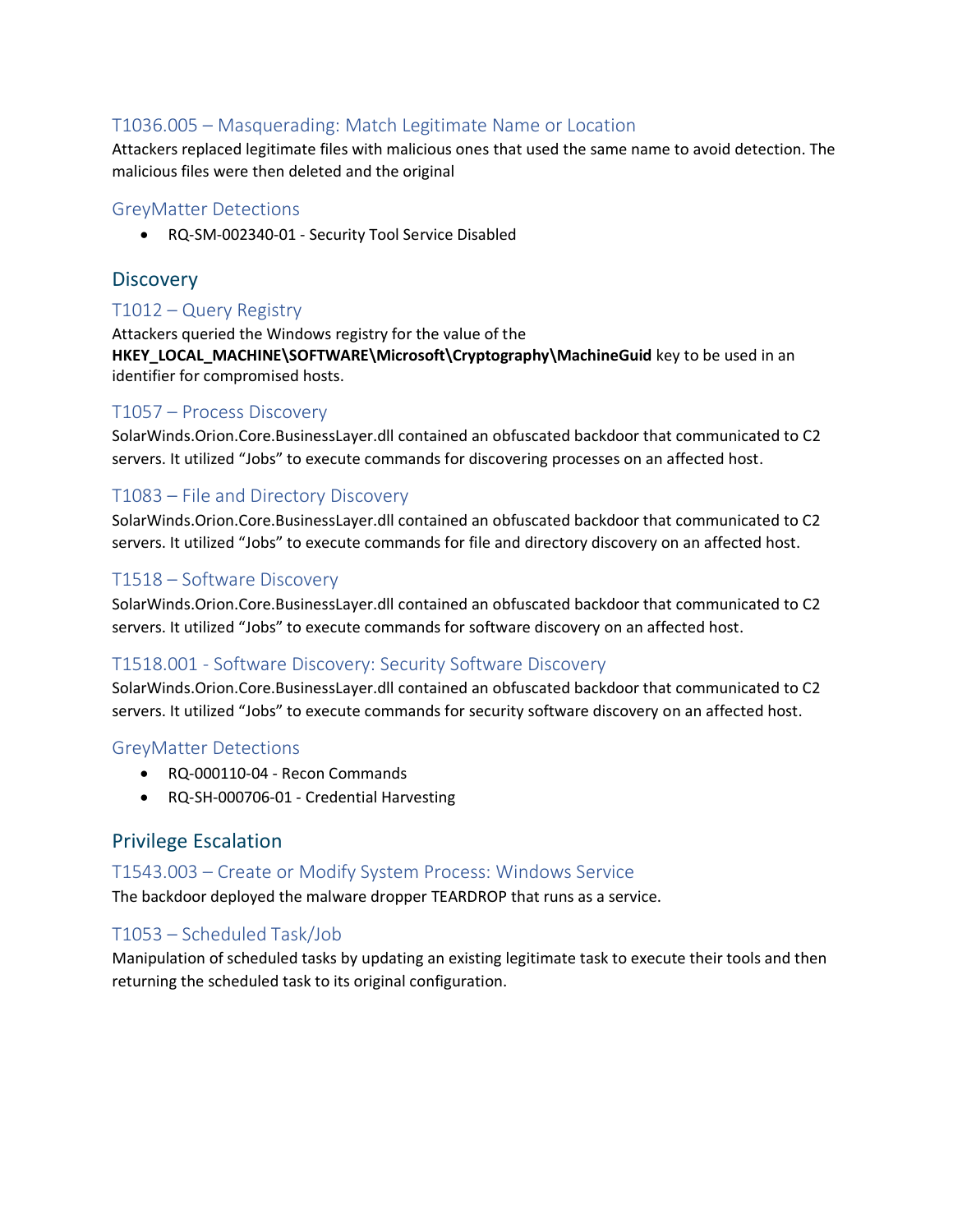### T1036.005 – Masquerading: Match Legitimate Name or Location

Attackers replaced legitimate files with malicious ones that used the same name to avoid detection. The malicious files were then deleted and the original

### GreyMatter Detections

- RQ-SM-002340-01 - Security Tool Service Disabled

## Discovery

### T1012 – Query Registry

Attackers queried the Windows registry for the value of the **HKEY_LOCAL_MACHINE\SOFTWARE\Microsoft\Cryptography\MachineGuid** key to be used in an identifier for compromised hosts.

### T1057 – Process Discovery

SolarWinds.Orion.Core.BusinessLayer.dll contained an obfuscated backdoor that communicated to C2 servers. It utilized "Jobs" to execute commands for discovering processes on an affected host.

### T1083 – File and Directory Discovery

SolarWinds.Orion.Core.BusinessLayer.dll contained an obfuscated backdoor that communicated to C2 servers. It utilized "Jobs" to execute commands for file and directory discovery on an affected host.

### T1518 – Software Discovery

SolarWinds.Orion.Core.BusinessLayer.dll contained an obfuscated backdoor that communicated to C2 servers. It utilized "Jobs" to execute commands for software discovery on an affected host.

### T1518.001 - Software Discovery: Security Software Discovery

SolarWinds.Orion.Core.BusinessLayer.dll contained an obfuscated backdoor that communicated to C2 servers. It utilized "Jobs" to execute commands for security software discovery on an affected host.

### GreyMatter Detections

- RQ-000110-04 - Recon Commands
- RQ-SH-000706-01 - Credential Harvesting

## Privilege Escalation

### T1543.003 – Create or Modify System Process: Windows Service

The backdoor deployed the malware dropper TEARDROP that runs as a service.

### T1053 – Scheduled Task/Job

Manipulation of scheduled tasks by updating an existing legitimate task to execute their tools and then returning the scheduled task to its original configuration.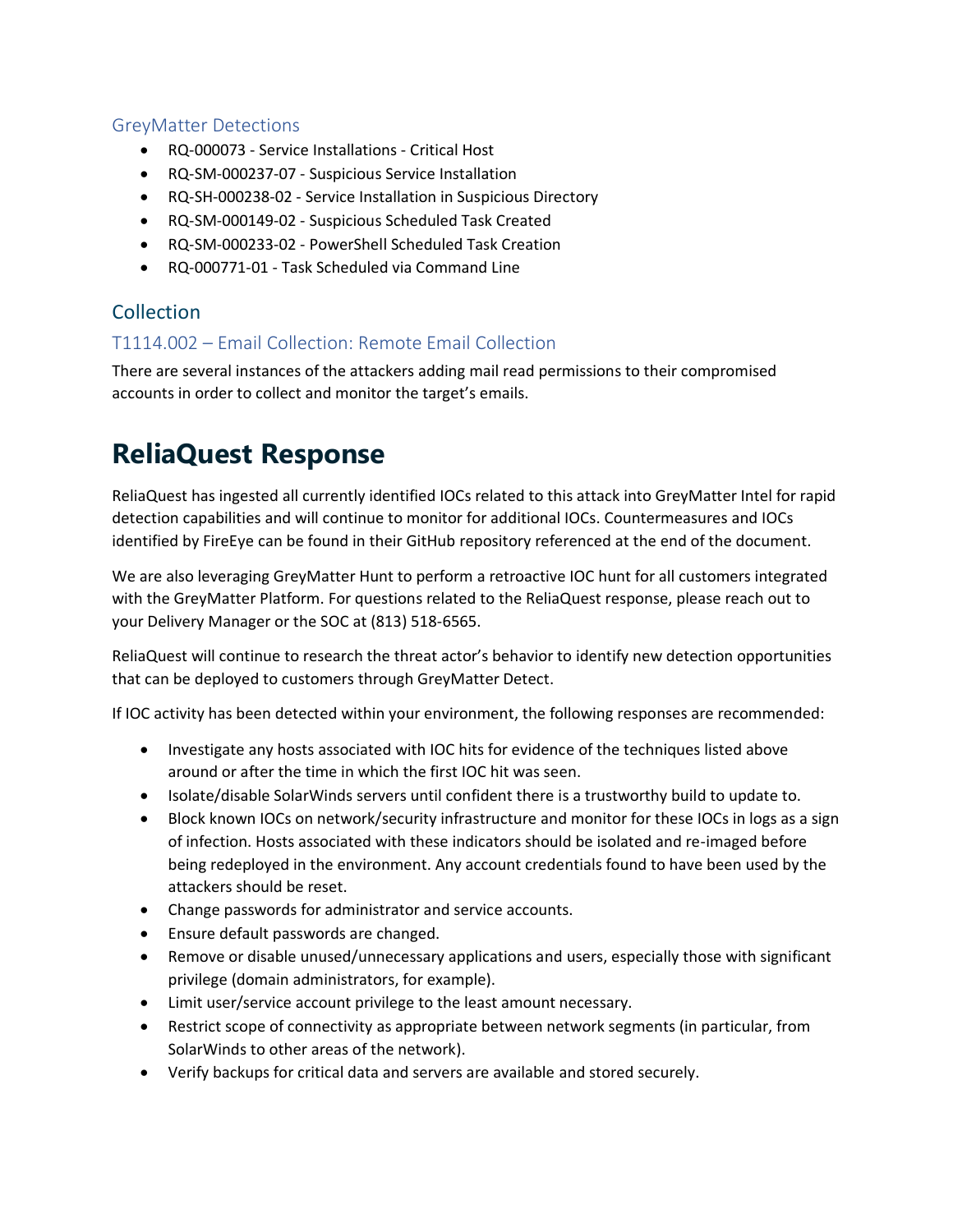### GreyMatter Detections

- RQ-000073 - Service Installations - Critical Host
- RQ-SM-000237-07 - Suspicious Service Installation
- RQ-SH-000238-02 - Service Installation in Suspicious Directory
- RQ-SM-000149-02 - Suspicious Scheduled Task Created
- RQ-SM-000233-02 - PowerShell Scheduled Task Creation
- RQ-000771-01 - Task Scheduled via Command Line

## Collection

### T1114.002 – Email Collection: Remote Email Collection

There are several instances of the attackers adding mail read permissions to their compromised accounts in order to collect and monitor the target's emails.

# ReliaQuest Response

ReliaQuest has ingested all currently identified IOCs related to this attack into GreyMatter Intel for rapid detection capabilities and will continue to monitor for additional IOCs. Countermeasures and IOCs identified by FireEye can be found in their GitHub repository referenced at the end of the document.

We are also leveraging GreyMatter Hunt to perform a retroactive IOC hunt for all customers integrated with the GreyMatter Platform. For questions related to the ReliaQuest response, please reach out to your Delivery Manager or the SOC at (813) 518-6565.

ReliaQuest will continue to research the threat actor's behavior to identify new detection opportunities that can be deployed to customers through GreyMatter Detect.

If IOC activity has been detected within your environment, the following responses are recommended:

- Investigate any hosts associated with IOC hits for evidence of the techniques listed above around or after the time in which the first IOC hit was seen.
- Isolate/disable SolarWinds servers until confident there is a trustworthy build to update to.
- Block known IOCs on network/security infrastructure and monitor for these IOCs in logs as a sign of infection. Hosts associated with these indicators should be isolated and re-imaged before being redeployed in the environment. Any account credentials found to have been used by the attackers should be reset.
- Change passwords for administrator and service accounts.
- Ensure default passwords are changed.
- Remove or disable unused/unnecessary applications and users, especially those with significant privilege (domain administrators, for example).
- Limit user/service account privilege to the least amount necessary.
- Restrict scope of connectivity as appropriate between network segments (in particular, from SolarWinds to other areas of the network).
- Verify backups for critical data and servers are available and stored securely.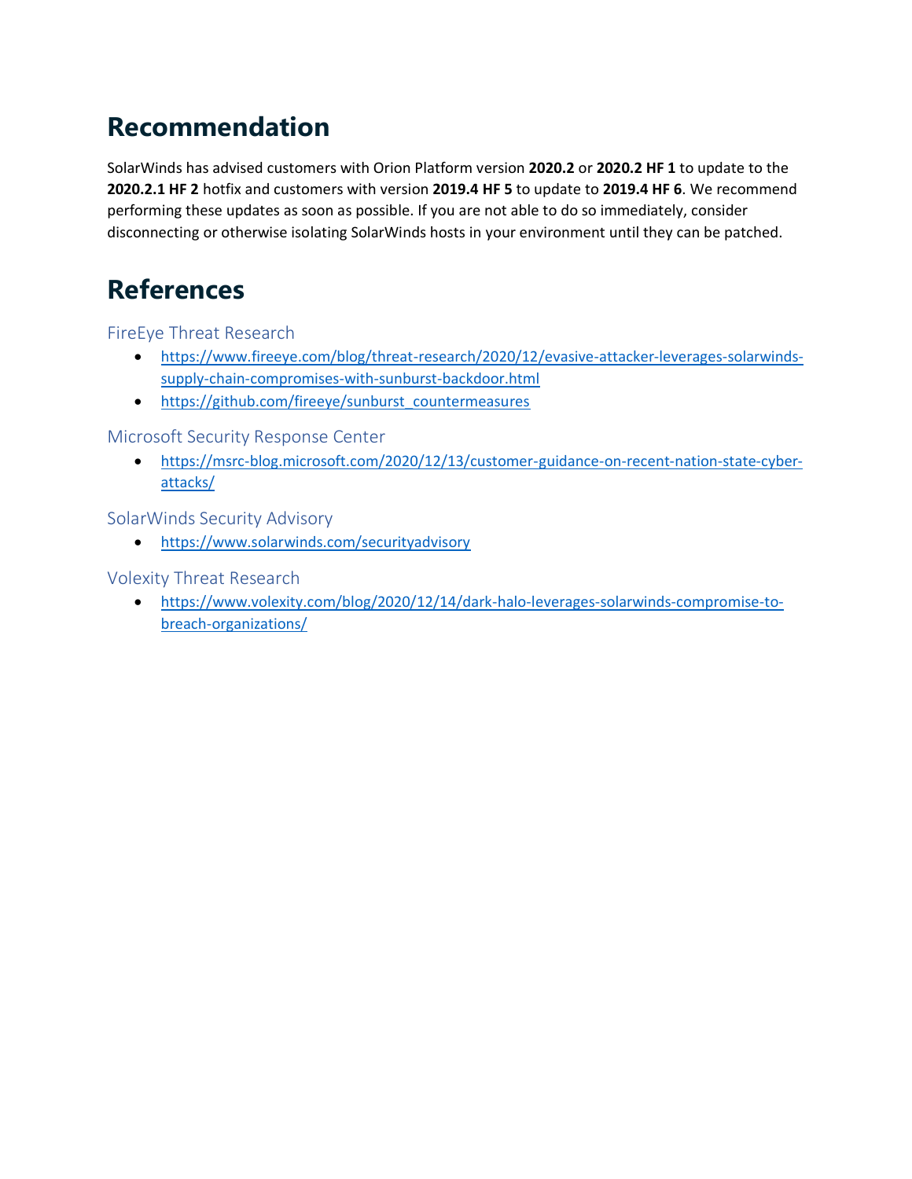# Recommendation

SolarWinds has advised customers with Orion Platform version **2020.2** or **2020.2 HF 1** to update to the **2020.2.1 HF 2** hotfix and customers with version **2019.4 HF 5** to update to **2019.4 HF 6**. We recommend performing these updates as soon as possible. If you are not able to do so immediately, consider disconnecting or otherwise isolating SolarWinds hosts in your environment until they can be patched.

# References

### FireEye Threat Research

- https://www.fireeye.com/blog/threat-research/2020/12/evasive-attacker-leverages-solarwinds-supply-chain-compromises-with-sunburst-backdoor.html
- https://github.com/fireeye/sunburst_countermeasures

### Microsoft Security Response Center

- https://msrc-blog.microsoft.com/2020/12/13/customer-guidance-on-recent-nation-state-cyber-attacks/

### SolarWinds Security Advisory

- https://www.solarwinds.com/securityadvisory

### Volexity Threat Research

- https://www.volexity.com/blog/2020/12/14/dark-halo-leverages-solarwinds-compromise-to-breach-organizations/